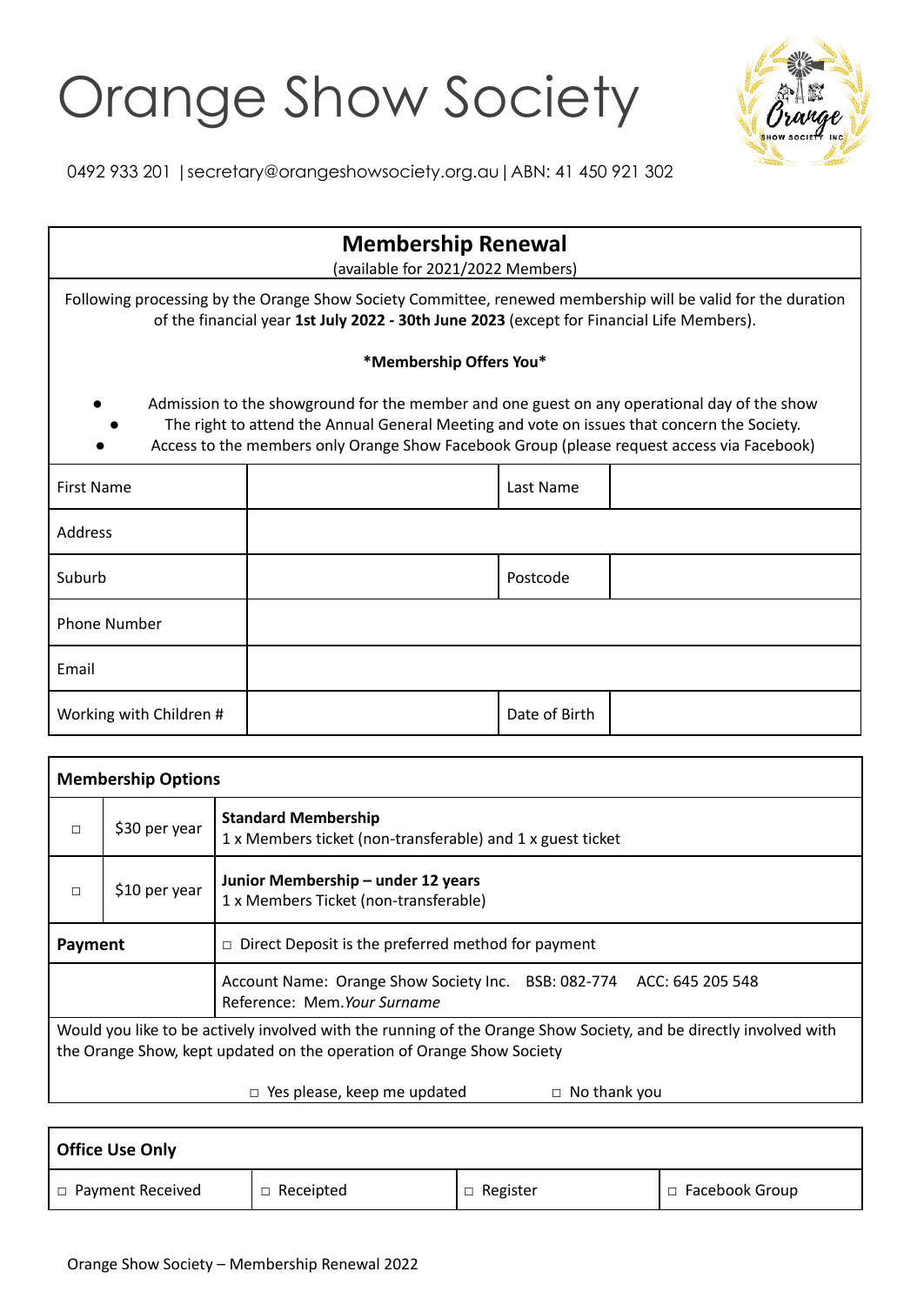# Orange Show Society

0492 933 201 | secretary@orangeshowsociety.org.au | ABN: 41 450 921 302

## Membership Renewal

(available for 2021/2022 Members)

Following processing by the Orange Show Society Committee, renewed membership will be valid for the duration of the financial year **1st July 2022 - 30th June 2023** (except for Financial Life Members).

***Membership Offers You***

- Admission to the showground for the member and one guest on any operational day of the show
- The right to attend the Annual General Meeting and vote on issues that concern the Society.
- Access to the members only Orange Show Facebook Group (please request access via Facebook)

| First Name | | Last Name | |
|---|---|---|---|
| Address | | | |
| Suburb | | Postcode | |
| Phone Number | | | |
| Email | | | |
| Working with Children # | | Date of Birth | |

| **Membership Options** | | |
|---|---|---|
| □ | $30 per year | **Standard Membership**<br>1 x Members ticket (non-transferable) and 1 x guest ticket |
| □ | $10 per year | **Junior Membership – under 12 years**<br>1 x Members Ticket (non-transferable) |
| **Payment** | | □ Direct Deposit is the preferred method for payment |
| | | Account Name: Orange Show Society Inc. BSB: 082-774 ACC: 645 205 548<br>Reference: Mem.*Your Surname* |

Would you like to be actively involved with the running of the Orange Show Society, and be directly involved with the Orange Show, kept updated on the operation of Orange Show Society

□ Yes please, keep me updated □ No thank you

| **Office Use Only** | | | |
|---|---|---|---|
| □ Payment Received | □ Receipted | □ Register | □ Facebook Group |

Orange Show Society – Membership Renewal 2022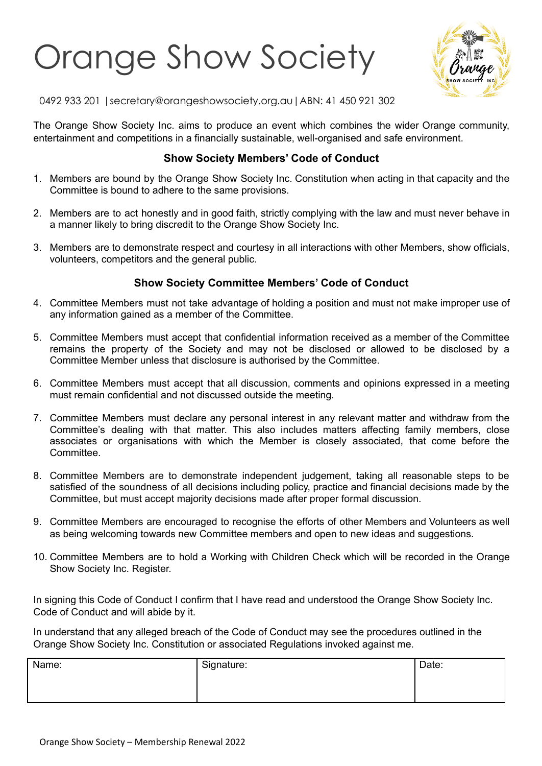# Orange Show Society

0492 933 201 | secretary@orangeshowsociety.org.au | ABN: 41 450 921 302

The Orange Show Society Inc. aims to produce an event which combines the wider Orange community, entertainment and competitions in a financially sustainable, well-organised and safe environment.

### Show Society Members' Code of Conduct

1. Members are bound by the Orange Show Society Inc. Constitution when acting in that capacity and the Committee is bound to adhere to the same provisions.

2. Members are to act honestly and in good faith, strictly complying with the law and must never behave in a manner likely to bring discredit to the Orange Show Society Inc.

3. Members are to demonstrate respect and courtesy in all interactions with other Members, show officials, volunteers, competitors and the general public.

### Show Society Committee Members' Code of Conduct

4. Committee Members must not take advantage of holding a position and must not make improper use of any information gained as a member of the Committee.

5. Committee Members must accept that confidential information received as a member of the Committee remains the property of the Society and may not be disclosed or allowed to be disclosed by a Committee Member unless that disclosure is authorised by the Committee.

6. Committee Members must accept that all discussion, comments and opinions expressed in a meeting must remain confidential and not discussed outside the meeting.

7. Committee Members must declare any personal interest in any relevant matter and withdraw from the Committee's dealing with that matter. This also includes matters affecting family members, close associates or organisations with which the Member is closely associated, that come before the Committee.

8. Committee Members are to demonstrate independent judgement, taking all reasonable steps to be satisfied of the soundness of all decisions including policy, practice and financial decisions made by the Committee, but must accept majority decisions made after proper formal discussion.

9. Committee Members are encouraged to recognise the efforts of other Members and Volunteers as well as being welcoming towards new Committee members and open to new ideas and suggestions.

10. Committee Members are to hold a Working with Children Check which will be recorded in the Orange Show Society Inc. Register.

In signing this Code of Conduct I confirm that I have read and understood the Orange Show Society Inc. Code of Conduct and will abide by it.

In understand that any alleged breach of the Code of Conduct may see the procedures outlined in the Orange Show Society Inc. Constitution or associated Regulations invoked against me.

| Name: | Signature: | Date: |
|---|---|---|
| | | |

Orange Show Society – Membership Renewal 2022